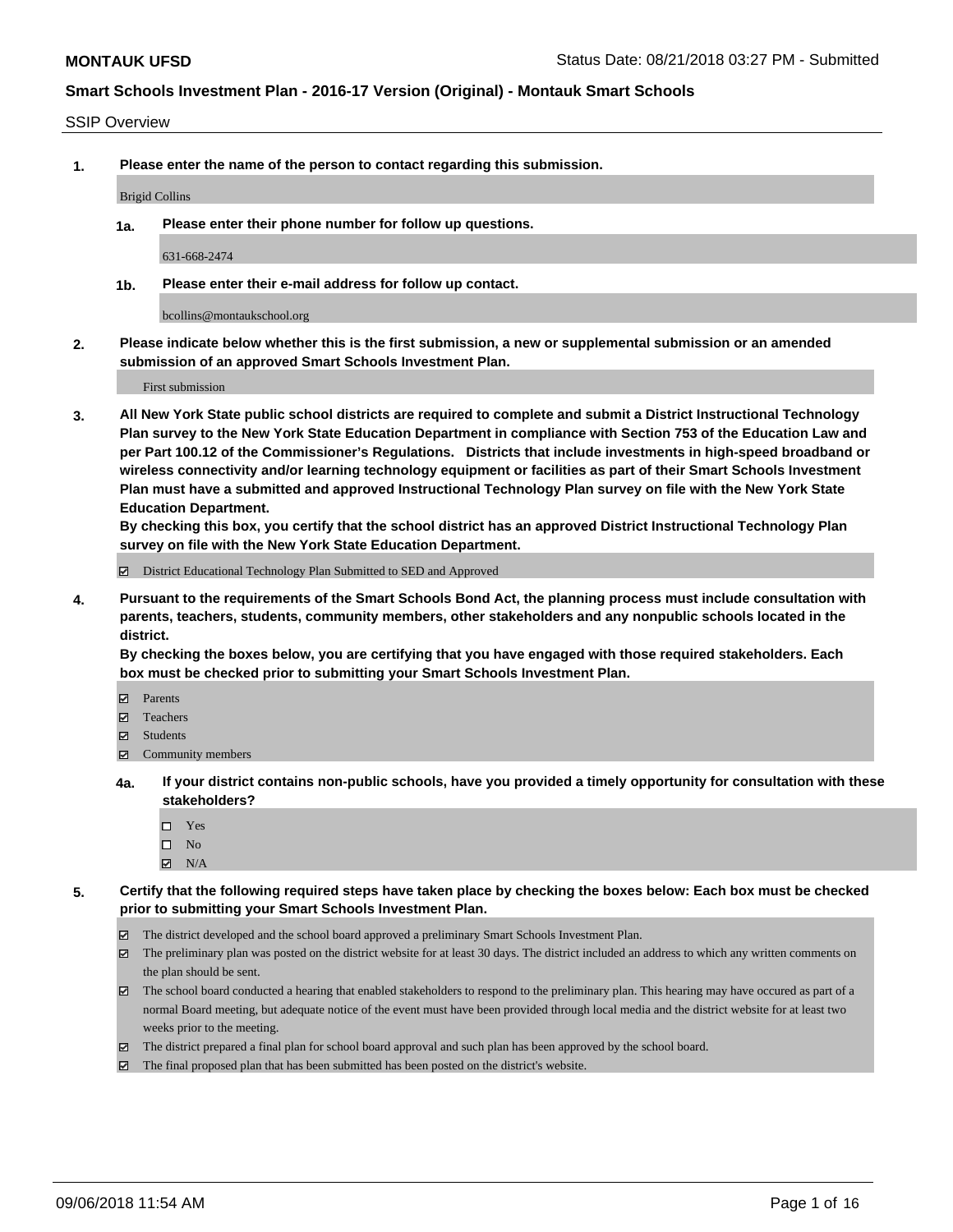**MONTAUK UFSD** Status Date: 08/21/2018 03:27 PM - Submitted

**Smart Schools Investment Plan - 2016-17 Version (Original) - Montauk Smart Schools**

SSIP Overview

**1. Please enter the name of the person to contact regarding this submission.**

Brigid Collins

**1a. Please enter their phone number for follow up questions.**

631-668-2474

**1b. Please enter their e-mail address for follow up contact.**

bcollins@montaukschool.org

**2. Please indicate below whether this is the first submission, a new or supplemental submission or an amended submission of an approved Smart Schools Investment Plan.**

First submission

**3. All New York State public school districts are required to complete and submit a District Instructional Technology Plan survey to the New York State Education Department in compliance with Section 753 of the Education Law and per Part 100.12 of the Commissioner's Regulations. Districts that include investments in high-speed broadband or wireless connectivity and/or learning technology equipment or facilities as part of their Smart Schools Investment Plan must have a submitted and approved Instructional Technology Plan survey on file with the New York State Education Department.**
**By checking this box, you certify that the school district has an approved District Instructional Technology Plan survey on file with the New York State Education Department.**

☑ District Educational Technology Plan Submitted to SED and Approved

**4. Pursuant to the requirements of the Smart Schools Bond Act, the planning process must include consultation with parents, teachers, students, community members, other stakeholders and any nonpublic schools located in the district.**
**By checking the boxes below, you are certifying that you have engaged with those required stakeholders. Each box must be checked prior to submitting your Smart Schools Investment Plan.**

☑ Parents
☑ Teachers
☑ Students
☑ Community members

**4a. If your district contains non-public schools, have you provided a timely opportunity for consultation with these stakeholders?**

☐ Yes
☐ No
☑ N/A

**5. Certify that the following required steps have taken place by checking the boxes below: Each box must be checked prior to submitting your Smart Schools Investment Plan.**

☑ The district developed and the school board approved a preliminary Smart Schools Investment Plan.
☑ The preliminary plan was posted on the district website for at least 30 days. The district included an address to which any written comments on the plan should be sent.
☑ The school board conducted a hearing that enabled stakeholders to respond to the preliminary plan. This hearing may have occured as part of a normal Board meeting, but adequate notice of the event must have been provided through local media and the district website for at least two weeks prior to the meeting.
☑ The district prepared a final plan for school board approval and such plan has been approved by the school board.
☑ The final proposed plan that has been submitted has been posted on the district's website.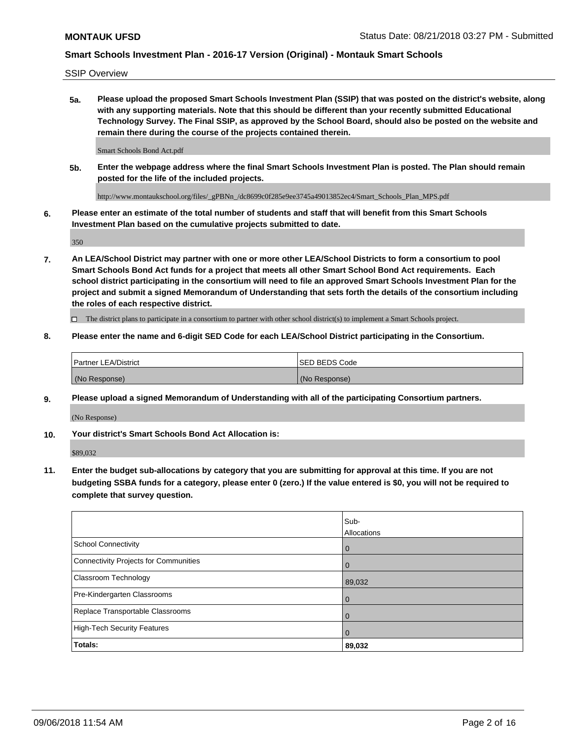SSIP Overview

**5a. Please upload the proposed Smart Schools Investment Plan (SSIP) that was posted on the district's website, along with any supporting materials. Note that this should be different than your recently submitted Educational Technology Survey. The Final SSIP, as approved by the School Board, should also be posted on the website and remain there during the course of the projects contained therein.**

Smart Schools Bond Act.pdf

**5b. Enter the webpage address where the final Smart Schools Investment Plan is posted. The Plan should remain posted for the life of the included projects.**

http://www.montaukschool.org/files/_gPBNn_/dc8699c0f285e9ee3745a49013852ec4/Smart_Schools_Plan_MPS.pdf

**6. Please enter an estimate of the total number of students and staff that will benefit from this Smart Schools Investment Plan based on the cumulative projects submitted to date.**

350

**7. An LEA/School District may partner with one or more other LEA/School Districts to form a consortium to pool Smart Schools Bond Act funds for a project that meets all other Smart School Bond Act requirements. Each school district participating in the consortium will need to file an approved Smart Schools Investment Plan for the project and submit a signed Memorandum of Understanding that sets forth the details of the consortium including the roles of each respective district.**

☐ The district plans to participate in a consortium to partner with other school district(s) to implement a Smart Schools project.

**8. Please enter the name and 6-digit SED Code for each LEA/School District participating in the Consortium.**

| Partner LEA/District | SED BEDS Code |
| --- | --- |
| (No Response) | (No Response) |

**9. Please upload a signed Memorandum of Understanding with all of the participating Consortium partners.**

(No Response)

**10. Your district's Smart Schools Bond Act Allocation is:**

$89,032

**11. Enter the budget sub-allocations by category that you are submitting for approval at this time. If you are not budgeting SSBA funds for a category, please enter 0 (zero.) If the value entered is $0, you will not be required to complete that survey question.**

| | Sub-Allocations |
| --- | --- |
| School Connectivity | 0 |
| Connectivity Projects for Communities | 0 |
| Classroom Technology | 89,032 |
| Pre-Kindergarten Classrooms | 0 |
| Replace Transportable Classrooms | 0 |
| High-Tech Security Features | 0 |
| **Totals:** | **89,032** |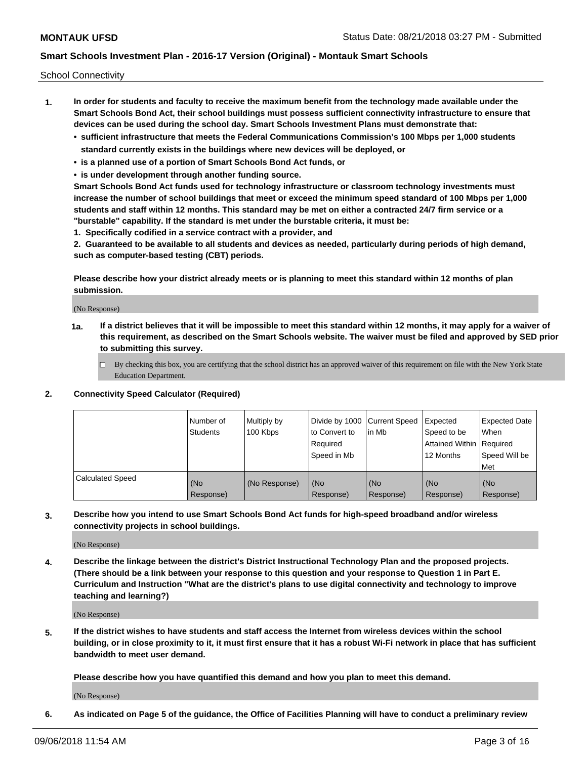School Connectivity

1. **In order for students and faculty to receive the maximum benefit from the technology made available under the Smart Schools Bond Act, their school buildings must possess sufficient connectivity infrastructure to ensure that devices can be used during the school day. Smart Schools Investment Plans must demonstrate that:**
   - **sufficient infrastructure that meets the Federal Communications Commission's 100 Mbps per 1,000 students standard currently exists in the buildings where new devices will be deployed, or**
   - **is a planned use of a portion of Smart Schools Bond Act funds, or**
   - **is under development through another funding source.**

   **Smart Schools Bond Act funds used for technology infrastructure or classroom technology investments must increase the number of school buildings that meet or exceed the minimum speed standard of 100 Mbps per 1,000 students and staff within 12 months. This standard may be met on either a contracted 24/7 firm service or a "burstable" capability. If the standard is met under the burstable criteria, it must be:**

   **1. Specifically codified in a service contract with a provider, and**

   **2. Guaranteed to be available to all students and devices as needed, particularly during periods of high demand, such as computer-based testing (CBT) periods.**

   **Please describe how your district already meets or is planning to meet this standard within 12 months of plan submission.**

   (No Response)

   **1a. If a district believes that it will be impossible to meet this standard within 12 months, it may apply for a waiver of this requirement, as described on the Smart Schools website. The waiver must be filed and approved by SED prior to submitting this survey.**

   ☐ By checking this box, you are certifying that the school district has an approved waiver of this requirement on file with the New York State Education Department.

2. **Connectivity Speed Calculator (Required)**

| | Number of Students | Multiply by 100 Kbps | Divide by 1000 to Convert to Required Speed in Mb | Current Speed in Mb | Expected Speed to be Attained Within 12 Months | Expected Date When Required Speed Will be Met |
|---|---|---|---|---|---|---|
| Calculated Speed | (No Response) | (No Response) | (No Response) | (No Response) | (No Response) | (No Response) |

3. **Describe how you intend to use Smart Schools Bond Act funds for high-speed broadband and/or wireless connectivity projects in school buildings.**

   (No Response)

4. **Describe the linkage between the district's District Instructional Technology Plan and the proposed projects. (There should be a link between your response to this question and your response to Question 1 in Part E. Curriculum and Instruction "What are the district's plans to use digital connectivity and technology to improve teaching and learning?)**

   (No Response)

5. **If the district wishes to have students and staff access the Internet from wireless devices within the school building, or in close proximity to it, it must first ensure that it has a robust Wi-Fi network in place that has sufficient bandwidth to meet user demand.**

   **Please describe how you have quantified this demand and how you plan to meet this demand.**

   (No Response)

6. **As indicated on Page 5 of the guidance, the Office of Facilities Planning will have to conduct a preliminary review**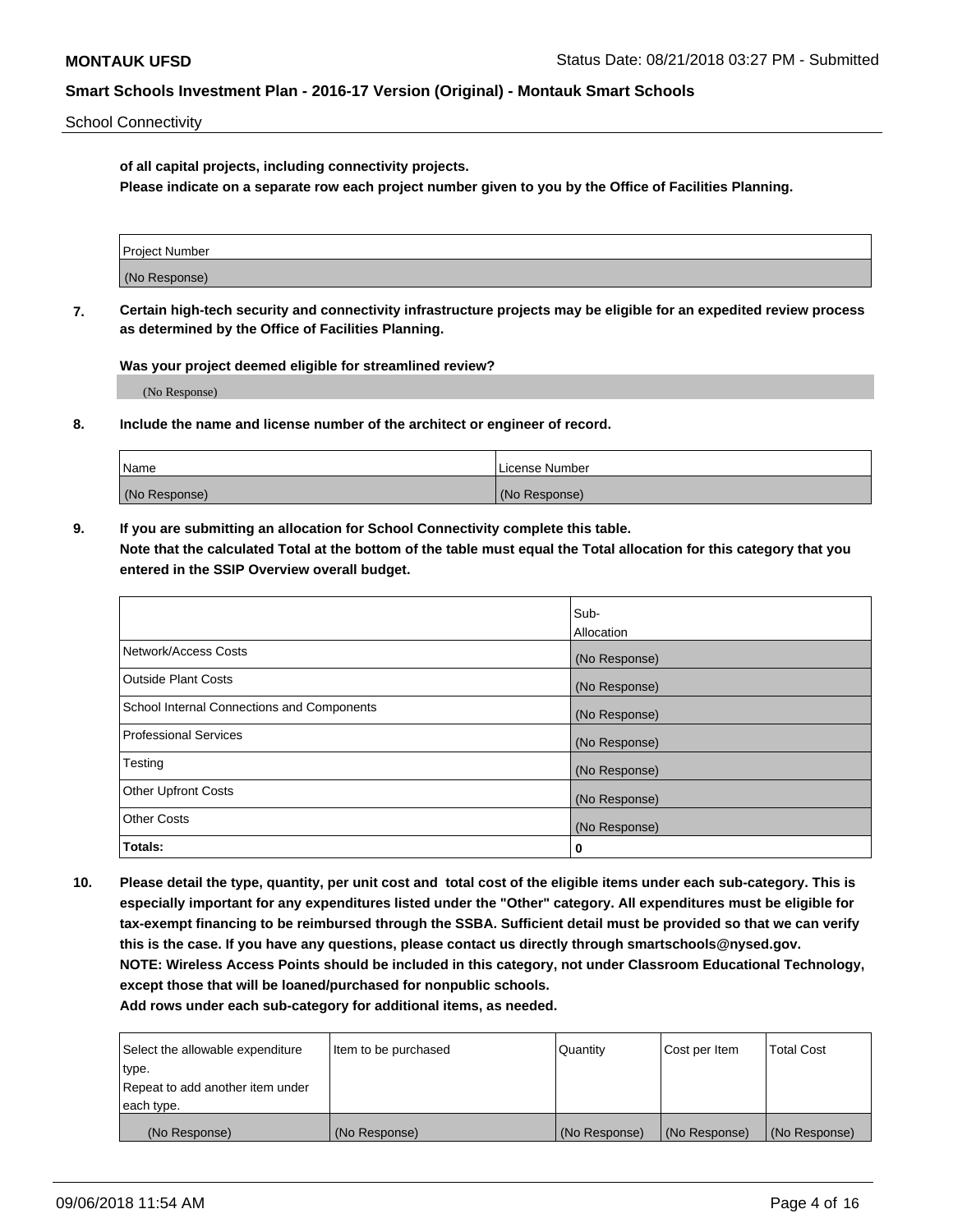**of all capital projects, including connectivity projects.**
**Please indicate on a separate row each project number given to you by the Office of Facilities Planning.**

| Project Number |
|---|
| (No Response) |

**7. Certain high-tech security and connectivity infrastructure projects may be eligible for an expedited review process as determined by the Office of Facilities Planning.**

**Was your project deemed eligible for streamlined review?**

(No Response)

**8. Include the name and license number of the architect or engineer of record.**

| Name | License Number |
|---|---|
| (No Response) | (No Response) |

**9. If you are submitting an allocation for School Connectivity complete this table.**
**Note that the calculated Total at the bottom of the table must equal the Total allocation for this category that you entered in the SSIP Overview overall budget.**

| | Sub-Allocation |
|---|---|
| Network/Access Costs | (No Response) |
| Outside Plant Costs | (No Response) |
| School Internal Connections and Components | (No Response) |
| Professional Services | (No Response) |
| Testing | (No Response) |
| Other Upfront Costs | (No Response) |
| Other Costs | (No Response) |
| **Totals:** | **0** |

**10. Please detail the type, quantity, per unit cost and total cost of the eligible items under each sub-category. This is especially important for any expenditures listed under the "Other" category. All expenditures must be eligible for tax-exempt financing to be reimbursed through the SSBA. Sufficient detail must be provided so that we can verify this is the case. If you have any questions, please contact us directly through smartschools@nysed.gov.**
**NOTE: Wireless Access Points should be included in this category, not under Classroom Educational Technology, except those that will be loaned/purchased for nonpublic schools.**
**Add rows under each sub-category for additional items, as needed.**

| Select the allowable expenditure type. Repeat to add another item under each type. | Item to be purchased | Quantity | Cost per Item | Total Cost |
|---|---|---|---|---|
| (No Response) | (No Response) | (No Response) | (No Response) | (No Response) |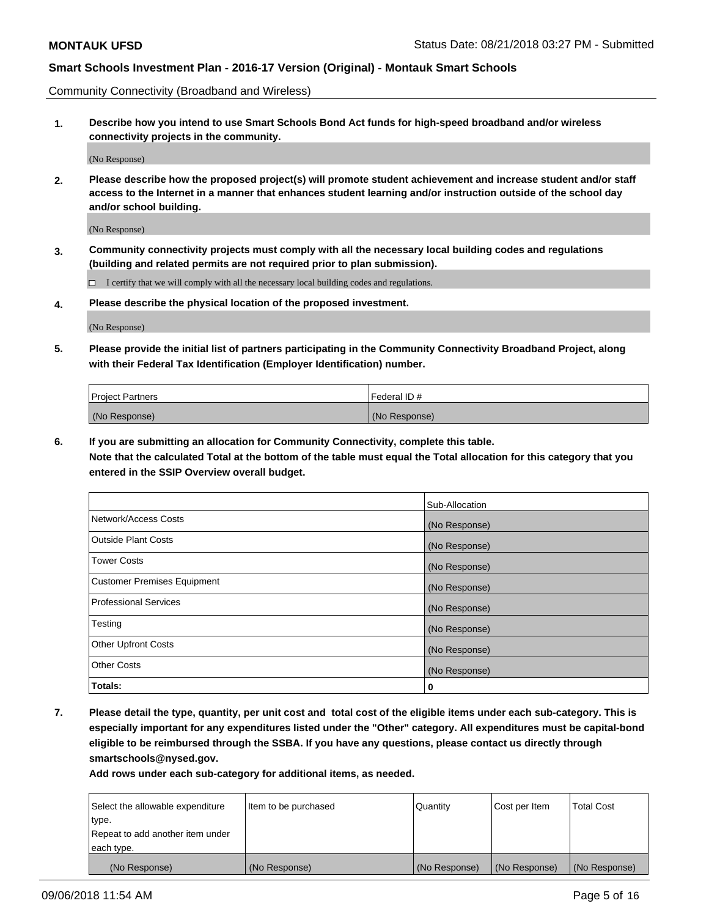Community Connectivity (Broadband and Wireless)

**1. Describe how you intend to use Smart Schools Bond Act funds for high-speed broadband and/or wireless connectivity projects in the community.**

(No Response)

**2. Please describe how the proposed project(s) will promote student achievement and increase student and/or staff access to the Internet in a manner that enhances student learning and/or instruction outside of the school day and/or school building.**

(No Response)

**3. Community connectivity projects must comply with all the necessary local building codes and regulations (building and related permits are not required prior to plan submission).**

☐ I certify that we will comply with all the necessary local building codes and regulations.

**4. Please describe the physical location of the proposed investment.**

(No Response)

**5. Please provide the initial list of partners participating in the Community Connectivity Broadband Project, along with their Federal Tax Identification (Employer Identification) number.**

| Project Partners | Federal ID # |
|---|---|
| (No Response) | (No Response) |

**6. If you are submitting an allocation for Community Connectivity, complete this table.**
**Note that the calculated Total at the bottom of the table must equal the Total allocation for this category that you entered in the SSIP Overview overall budget.**

| | Sub-Allocation |
|---|---|
| Network/Access Costs | (No Response) |
| Outside Plant Costs | (No Response) |
| Tower Costs | (No Response) |
| Customer Premises Equipment | (No Response) |
| Professional Services | (No Response) |
| Testing | (No Response) |
| Other Upfront Costs | (No Response) |
| Other Costs | (No Response) |
| **Totals:** | **0** |

**7. Please detail the type, quantity, per unit cost and total cost of the eligible items under each sub-category. This is especially important for any expenditures listed under the "Other" category. All expenditures must be capital-bond eligible to be reimbursed through the SSBA. If you have any questions, please contact us directly through smartschools@nysed.gov.**

**Add rows under each sub-category for additional items, as needed.**

| Select the allowable expenditure type. Repeat to add another item under each type. | Item to be purchased | Quantity | Cost per Item | Total Cost |
|---|---|---|---|---|
| (No Response) | (No Response) | (No Response) | (No Response) | (No Response) |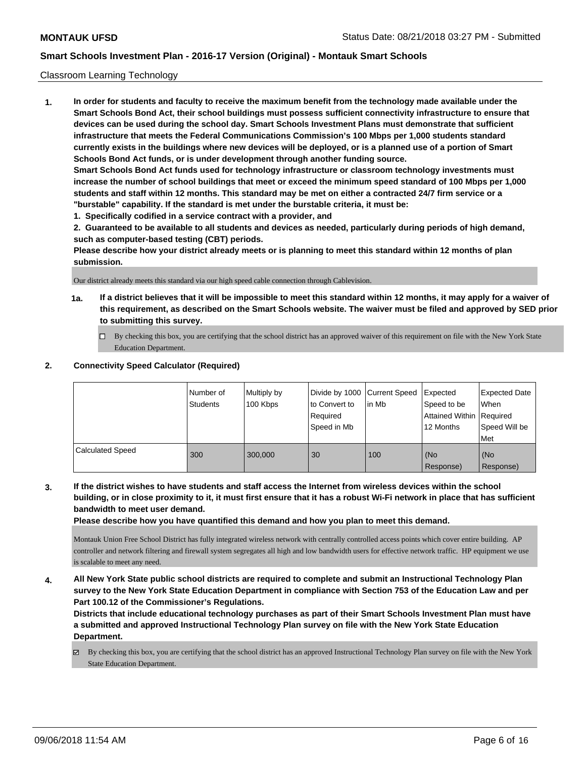Classroom Learning Technology

**1. In order for students and faculty to receive the maximum benefit from the technology made available under the Smart Schools Bond Act, their school buildings must possess sufficient connectivity infrastructure to ensure that devices can be used during the school day. Smart Schools Investment Plans must demonstrate that sufficient infrastructure that meets the Federal Communications Commission's 100 Mbps per 1,000 students standard currently exists in the buildings where new devices will be deployed, or is a planned use of a portion of Smart Schools Bond Act funds, or is under development through another funding source.**

**Smart Schools Bond Act funds used for technology infrastructure or classroom technology investments must increase the number of school buildings that meet or exceed the minimum speed standard of 100 Mbps per 1,000 students and staff within 12 months. This standard may be met on either a contracted 24/7 firm service or a "burstable" capability. If the standard is met under the burstable criteria, it must be:**

**1. Specifically codified in a service contract with a provider, and**

**2. Guaranteed to be available to all students and devices as needed, particularly during periods of high demand, such as computer-based testing (CBT) periods.**

**Please describe how your district already meets or is planning to meet this standard within 12 months of plan submission.**

Our district already meets this standard via our high speed cable connection through Cablevision.

**1a. If a district believes that it will be impossible to meet this standard within 12 months, it may apply for a waiver of this requirement, as described on the Smart Schools website. The waiver must be filed and approved by SED prior to submitting this survey.**

☐ By checking this box, you are certifying that the school district has an approved waiver of this requirement on file with the New York State Education Department.

**2. Connectivity Speed Calculator (Required)**

| | Number of Students | Multiply by 100 Kbps | Divide by 1000 to Convert to Required Speed in Mb | Current Speed in Mb | Expected Speed to be Attained Within 12 Months | Expected Date When Required Speed Will be Met |
|---|---|---|---|---|---|---|
| Calculated Speed | 300 | 300,000 | 30 | 100 | (No Response) | (No Response) |

**3. If the district wishes to have students and staff access the Internet from wireless devices within the school building, or in close proximity to it, it must first ensure that it has a robust Wi-Fi network in place that has sufficient bandwidth to meet user demand.**

**Please describe how you have quantified this demand and how you plan to meet this demand.**

Montauk Union Free School District has fully integrated wireless network with centrally controlled access points which cover entire building. AP controller and network filtering and firewall system segregates all high and low bandwidth users for effective network traffic. HP equipment we use is scalable to meet any need.

**4. All New York State public school districts are required to complete and submit an Instructional Technology Plan survey to the New York State Education Department in compliance with Section 753 of the Education Law and per Part 100.12 of the Commissioner's Regulations.**

**Districts that include educational technology purchases as part of their Smart Schools Investment Plan must have a submitted and approved Instructional Technology Plan survey on file with the New York State Education Department.**

☑ By checking this box, you are certifying that the school district has an approved Instructional Technology Plan survey on file with the New York State Education Department.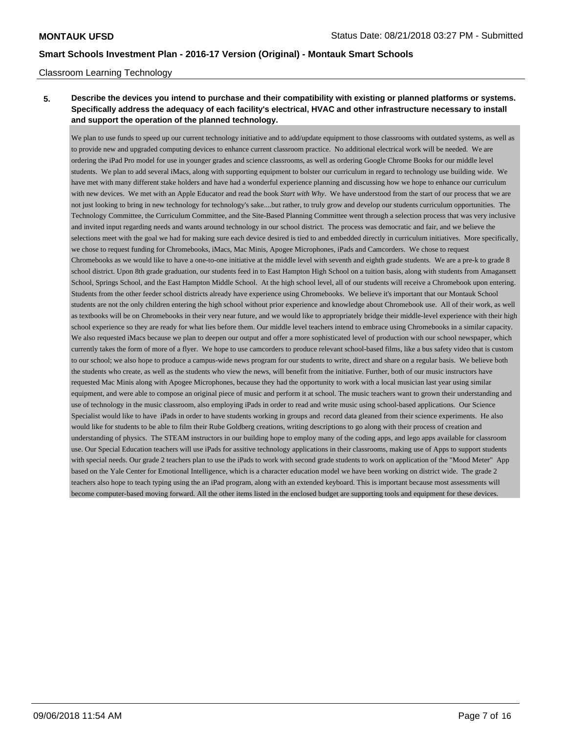Classroom Learning Technology

**5. Describe the devices you intend to purchase and their compatibility with existing or planned platforms or systems. Specifically address the adequacy of each facility's electrical, HVAC and other infrastructure necessary to install and support the operation of the planned technology.**

We plan to use funds to speed up our current technology initiative and to add/update equipment to those classrooms with outdated systems, as well as to provide new and upgraded computing devices to enhance current classroom practice. No additional electrical work will be needed. We are ordering the iPad Pro model for use in younger grades and science classrooms, as well as ordering Google Chrome Books for our middle level students. We plan to add several iMacs, along with supporting equipment to bolster our curriculum in regard to technology use building wide. We have met with many different stake holders and have had a wonderful experience planning and discussing how we hope to enhance our curriculum with new devices. We met with an Apple Educator and read the book *Start with Why*. We have understood from the start of our process that we are not just looking to bring in new technology for technology's sake....but rather, to truly grow and develop our students curriculum opportunities. The Technology Committee, the Curriculum Committee, and the Site-Based Planning Committee went through a selection process that was very inclusive and invited input regarding needs and wants around technology in our school district. The process was democratic and fair, and we believe the selections meet with the goal we had for making sure each device desired is tied to and embedded directly in curriculum initiatives. More specifically, we chose to request funding for Chromebooks, iMacs, Mac Minis, Apogee Microphones, iPads and Camcorders. We chose to request Chromebooks as we would like to have a one-to-one initiative at the middle level with seventh and eighth grade students. We are a pre-k to grade 8 school district. Upon 8th grade graduation, our students feed in to East Hampton High School on a tuition basis, along with students from Amagansett School, Springs School, and the East Hampton Middle School. At the high school level, all of our students will receive a Chromebook upon entering. Students from the other feeder school districts already have experience using Chromebooks. We believe it's important that our Montauk School students are not the only children entering the high school without prior experience and knowledge about Chromebook use. All of their work, as well as textbooks will be on Chromebooks in their very near future, and we would like to appropriately bridge their middle-level experience with their high school experience so they are ready for what lies before them. Our middle level teachers intend to embrace using Chromebooks in a similar capacity. We also requested iMacs because we plan to deepen our output and offer a more sophisticated level of production with our school newspaper, which currently takes the form of more of a flyer. We hope to use camcorders to produce relevant school-based films, like a bus safety video that is custom to our school; we also hope to produce a campus-wide news program for our students to write, direct and share on a regular basis. We believe both the students who create, as well as the students who view the news, will benefit from the initiative. Further, both of our music instructors have requested Mac Minis along with Apogee Microphones, because they had the opportunity to work with a local musician last year using similar equipment, and were able to compose an original piece of music and perform it at school. The music teachers want to grown their understanding and use of technology in the music classroom, also employing iPads in order to read and write music using school-based applications. Our Science Specialist would like to have iPads in order to have students working in groups and record data gleaned from their science experiments. He also would like for students to be able to film their Rube Goldberg creations, writing descriptions to go along with their process of creation and understanding of physics. The STEAM instructors in our building hope to employ many of the coding apps, and lego apps available for classroom use. Our Special Education teachers will use iPads for assitive technology applications in their classrooms, making use of Apps to support students with special needs. Our grade 2 teachers plan to use the iPads to work with second grade students to work on application of the "Mood Meter" App based on the Yale Center for Emotional Intelligence, which is a character education model we have been working on district wide. The grade 2 teachers also hope to teach typing using the an iPad program, along with an extended keyboard. This is important because most assessments will become computer-based moving forward. All the other items listed in the enclosed budget are supporting tools and equipment for these devices.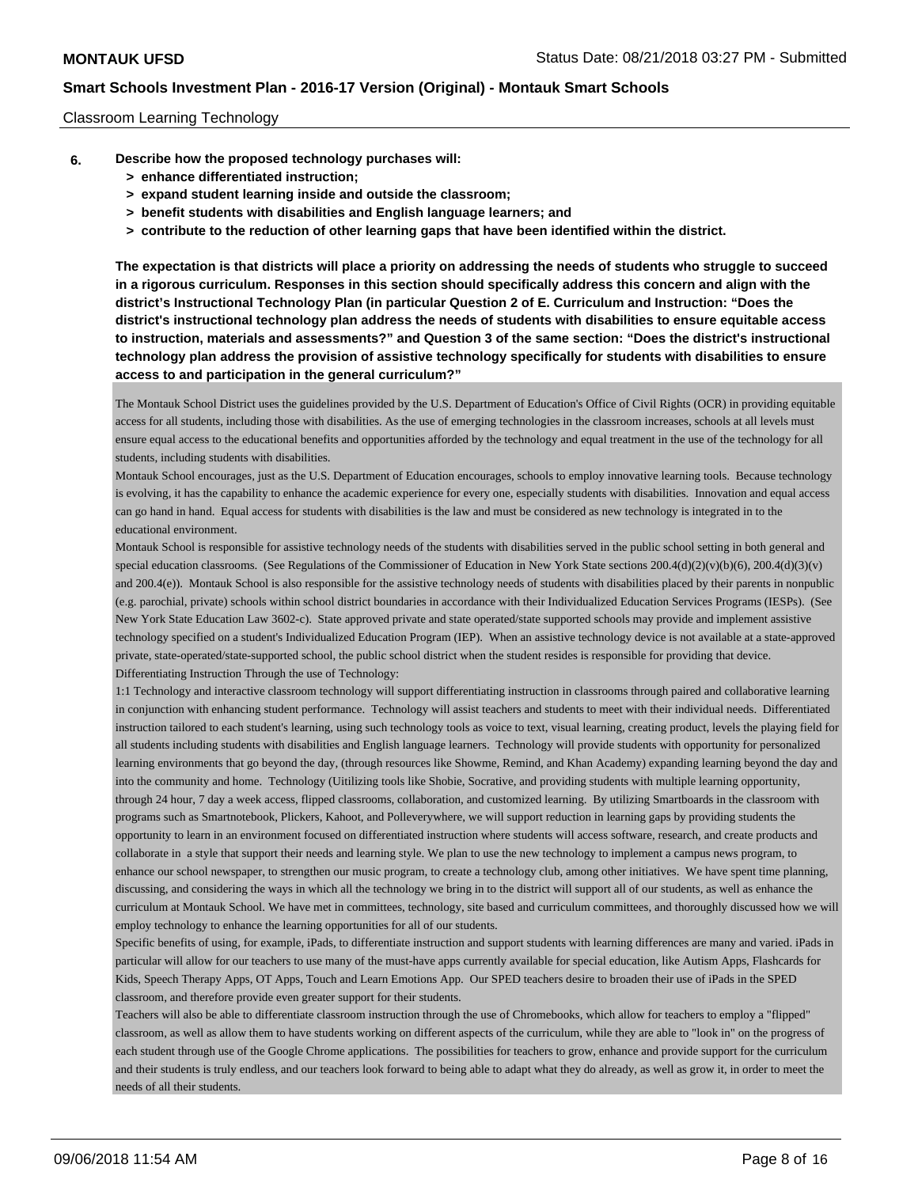Classroom Learning Technology

**6. Describe how the proposed technology purchases will:**
- **> enhance differentiated instruction;**
- **> expand student learning inside and outside the classroom;**
- **> benefit students with disabilities and English language learners; and**
- **> contribute to the reduction of other learning gaps that have been identified within the district.**

**The expectation is that districts will place a priority on addressing the needs of students who struggle to succeed in a rigorous curriculum. Responses in this section should specifically address this concern and align with the district's Instructional Technology Plan (in particular Question 2 of E. Curriculum and Instruction: "Does the district's instructional technology plan address the needs of students with disabilities to ensure equitable access to instruction, materials and assessments?" and Question 3 of the same section: "Does the district's instructional technology plan address the provision of assistive technology specifically for students with disabilities to ensure access to and participation in the general curriculum?"**

The Montauk School District uses the guidelines provided by the U.S. Department of Education's Office of Civil Rights (OCR) in providing equitable access for all students, including those with disabilities. As the use of emerging technologies in the classroom increases, schools at all levels must ensure equal access to the educational benefits and opportunities afforded by the technology and equal treatment in the use of the technology for all students, including students with disabilities.

Montauk School encourages, just as the U.S. Department of Education encourages, schools to employ innovative learning tools. Because technology is evolving, it has the capability to enhance the academic experience for every one, especially students with disabilities. Innovation and equal access can go hand in hand. Equal access for students with disabilities is the law and must be considered as new technology is integrated in to the educational environment.

Montauk School is responsible for assistive technology needs of the students with disabilities served in the public school setting in both general and special education classrooms. (See Regulations of the Commissioner of Education in New York State sections 200.4(d)(2)(v)(b)(6), 200.4(d)(3)(v) and 200.4(e)). Montauk School is also responsible for the assistive technology needs of students with disabilities placed by their parents in nonpublic (e.g. parochial, private) schools within school district boundaries in accordance with their Individualized Education Services Programs (IESPs). (See New York State Education Law 3602-c). State approved private and state operated/state supported schools may provide and implement assistive technology specified on a student's Individualized Education Program (IEP). When an assistive technology device is not available at a state-approved private, state-operated/state-supported school, the public school district when the student resides is responsible for providing that device.

Differentiating Instruction Through the use of Technology:

1:1 Technology and interactive classroom technology will support differentiating instruction in classrooms through paired and collaborative learning in conjunction with enhancing student performance. Technology will assist teachers and students to meet with their individual needs. Differentiated instruction tailored to each student's learning, using such technology tools as voice to text, visual learning, creating product, levels the playing field for all students including students with disabilities and English language learners. Technology will provide students with opportunity for personalized learning environments that go beyond the day, (through resources like Showme, Remind, and Khan Academy) expanding learning beyond the day and into the community and home. Technology (Uitilizing tools like Shobie, Socrative, and providing students with multiple learning opportunity, through 24 hour, 7 day a week access, flipped classrooms, collaboration, and customized learning. By utilizing Smartboards in the classroom with programs such as Smartnotebook, Plickers, Kahoot, and Polleverywhere, we will support reduction in learning gaps by providing students the opportunity to learn in an environment focused on differentiated instruction where students will access software, research, and create products and collaborate in a style that support their needs and learning style. We plan to use the new technology to implement a campus news program, to enhance our school newspaper, to strengthen our music program, to create a technology club, among other initiatives. We have spent time planning, discussing, and considering the ways in which all the technology we bring in to the district will support all of our students, as well as enhance the curriculum at Montauk School. We have met in committees, technology, site based and curriculum committees, and thoroughly discussed how we will employ technology to enhance the learning opportunities for all of our students.

Specific benefits of using, for example, iPads, to differentiate instruction and support students with learning differences are many and varied. iPads in particular will allow for our teachers to use many of the must-have apps currently available for special education, like Autism Apps, Flashcards for Kids, Speech Therapy Apps, OT Apps, Touch and Learn Emotions App. Our SPED teachers desire to broaden their use of iPads in the SPED classroom, and therefore provide even greater support for their students.

Teachers will also be able to differentiate classroom instruction through the use of Chromebooks, which allow for teachers to employ a "flipped" classroom, as well as allow them to have students working on different aspects of the curriculum, while they are able to "look in" on the progress of each student through use of the Google Chrome applications. The possibilities for teachers to grow, enhance and provide support for the curriculum and their students is truly endless, and our teachers look forward to being able to adapt what they do already, as well as grow it, in order to meet the needs of all their students.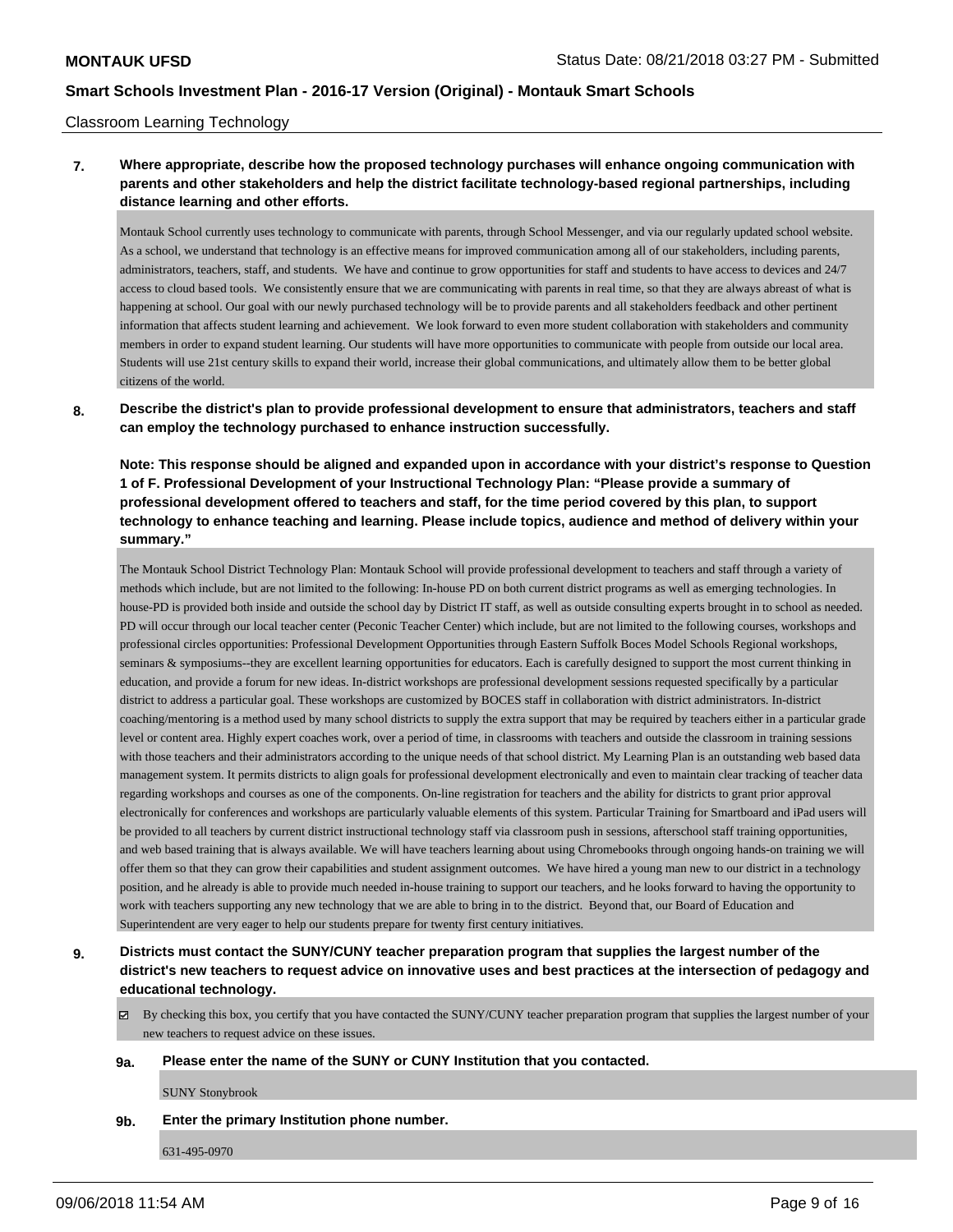Classroom Learning Technology

**7. Where appropriate, describe how the proposed technology purchases will enhance ongoing communication with parents and other stakeholders and help the district facilitate technology-based regional partnerships, including distance learning and other efforts.**

Montauk School currently uses technology to communicate with parents, through School Messenger, and via our regularly updated school website. As a school, we understand that technology is an effective means for improved communication among all of our stakeholders, including parents, administrators, teachers, staff, and students. We have and continue to grow opportunities for staff and students to have access to devices and 24/7 access to cloud based tools. We consistently ensure that we are communicating with parents in real time, so that they are always abreast of what is happening at school. Our goal with our newly purchased technology will be to provide parents and all stakeholders feedback and other pertinent information that affects student learning and achievement. We look forward to even more student collaboration with stakeholders and community members in order to expand student learning. Our students will have more opportunities to communicate with people from outside our local area. Students will use 21st century skills to expand their world, increase their global communications, and ultimately allow them to be better global citizens of the world.

**8. Describe the district's plan to provide professional development to ensure that administrators, teachers and staff can employ the technology purchased to enhance instruction successfully.**

**Note: This response should be aligned and expanded upon in accordance with your district's response to Question 1 of F. Professional Development of your Instructional Technology Plan: "Please provide a summary of professional development offered to teachers and staff, for the time period covered by this plan, to support technology to enhance teaching and learning. Please include topics, audience and method of delivery within your summary."**

The Montauk School District Technology Plan: Montauk School will provide professional development to teachers and staff through a variety of methods which include, but are not limited to the following: In-house PD on both current district programs as well as emerging technologies. In house-PD is provided both inside and outside the school day by District IT staff, as well as outside consulting experts brought in to school as needed. PD will occur through our local teacher center (Peconic Teacher Center) which include, but are not limited to the following courses, workshops and professional circles opportunities: Professional Development Opportunities through Eastern Suffolk Boces Model Schools Regional workshops, seminars & symposiums--they are excellent learning opportunities for educators. Each is carefully designed to support the most current thinking in education, and provide a forum for new ideas. In-district workshops are professional development sessions requested specifically by a particular district to address a particular goal. These workshops are customized by BOCES staff in collaboration with district administrators. In-district coaching/mentoring is a method used by many school districts to supply the extra support that may be required by teachers either in a particular grade level or content area. Highly expert coaches work, over a period of time, in classrooms with teachers and outside the classroom in training sessions with those teachers and their administrators according to the unique needs of that school district. My Learning Plan is an outstanding web based data management system. It permits districts to align goals for professional development electronically and even to maintain clear tracking of teacher data regarding workshops and courses as one of the components. On-line registration for teachers and the ability for districts to grant prior approval electronically for conferences and workshops are particularly valuable elements of this system. Particular Training for Smartboard and iPad users will be provided to all teachers by current district instructional technology staff via classroom push in sessions, afterschool staff training opportunities, and web based training that is always available. We will have teachers learning about using Chromebooks through ongoing hands-on training we will offer them so that they can grow their capabilities and student assignment outcomes. We have hired a young man new to our district in a technology position, and he already is able to provide much needed in-house training to support our teachers, and he looks forward to having the opportunity to work with teachers supporting any new technology that we are able to bring in to the district. Beyond that, our Board of Education and Superintendent are very eager to help our students prepare for twenty first century initiatives.

**9. Districts must contact the SUNY/CUNY teacher preparation program that supplies the largest number of the district's new teachers to request advice on innovative uses and best practices at the intersection of pedagogy and educational technology.**

☑ By checking this box, you certify that you have contacted the SUNY/CUNY teacher preparation program that supplies the largest number of your new teachers to request advice on these issues.

**9a. Please enter the name of the SUNY or CUNY Institution that you contacted.**

SUNY Stonybrook

**9b. Enter the primary Institution phone number.**

631-495-0970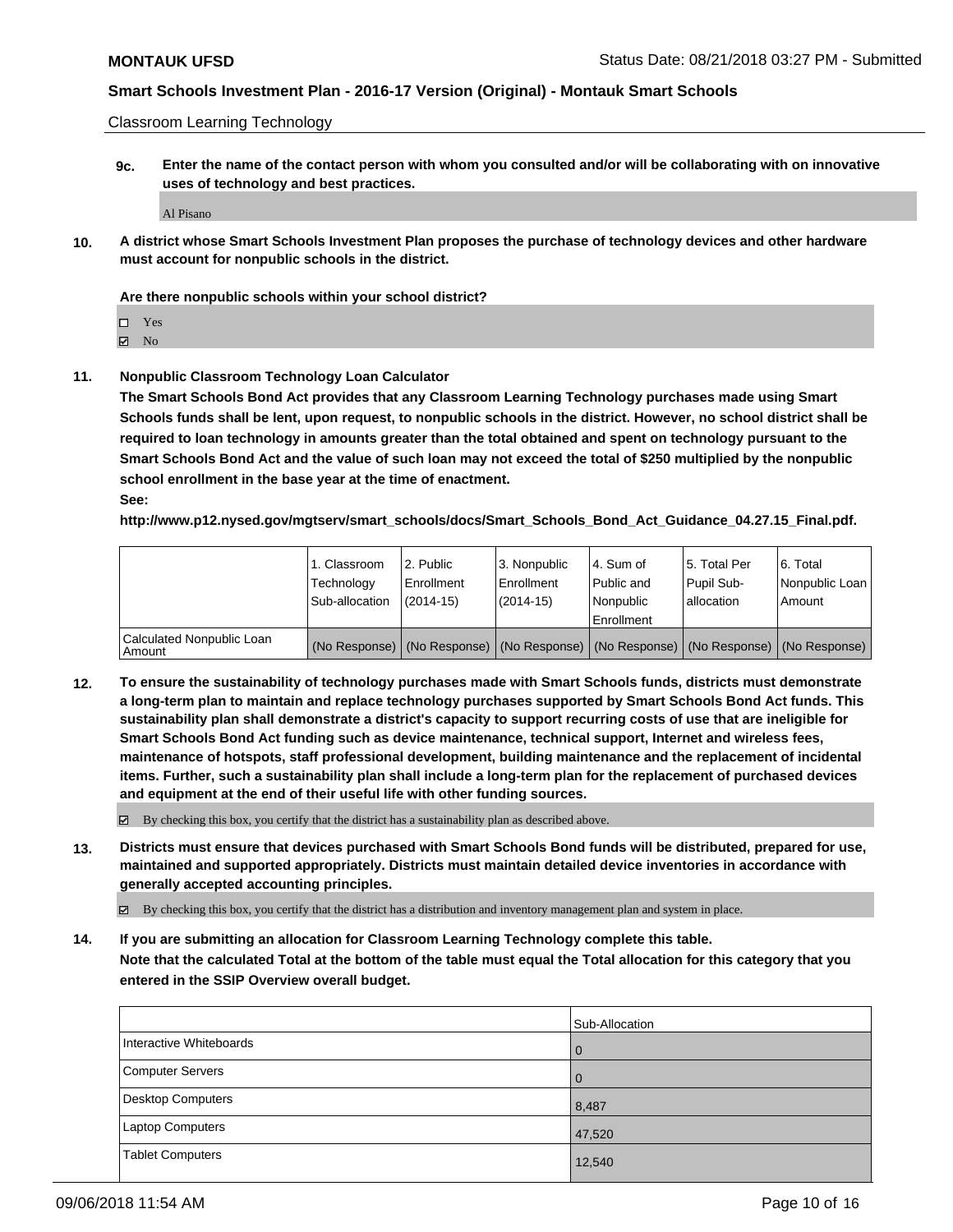Classroom Learning Technology

**9c. Enter the name of the contact person with whom you consulted and/or will be collaborating with on innovative uses of technology and best practices.**

Al Pisano

**10. A district whose Smart Schools Investment Plan proposes the purchase of technology devices and other hardware must account for nonpublic schools in the district.**

**Are there nonpublic schools within your school district?**

☐ Yes
☑ No

**11. Nonpublic Classroom Technology Loan Calculator**

**The Smart Schools Bond Act provides that any Classroom Learning Technology purchases made using Smart Schools funds shall be lent, upon request, to nonpublic schools in the district. However, no school district shall be required to loan technology in amounts greater than the total obtained and spent on technology pursuant to the Smart Schools Bond Act and the value of such loan may not exceed the total of $250 multiplied by the nonpublic school enrollment in the base year at the time of enactment.**

**See:**

**http://www.p12.nysed.gov/mgtserv/smart_schools/docs/Smart_Schools_Bond_Act_Guidance_04.27.15_Final.pdf.**

| | 1. Classroom Technology Sub-allocation | 2. Public Enrollment (2014-15) | 3. Nonpublic Enrollment (2014-15) | 4. Sum of Public and Nonpublic Enrollment | 5. Total Per Pupil Sub-allocation | 6. Total Nonpublic Loan Amount |
|---|---|---|---|---|---|---|
| Calculated Nonpublic Loan Amount | (No Response) | (No Response) | (No Response) | (No Response) | (No Response) | (No Response) |

**12. To ensure the sustainability of technology purchases made with Smart Schools funds, districts must demonstrate a long-term plan to maintain and replace technology purchases supported by Smart Schools Bond Act funds. This sustainability plan shall demonstrate a district's capacity to support recurring costs of use that are ineligible for Smart Schools Bond Act funding such as device maintenance, technical support, Internet and wireless fees, maintenance of hotspots, staff professional development, building maintenance and the replacement of incidental items. Further, such a sustainability plan shall include a long-term plan for the replacement of purchased devices and equipment at the end of their useful life with other funding sources.**

☑ By checking this box, you certify that the district has a sustainability plan as described above.

**13. Districts must ensure that devices purchased with Smart Schools Bond funds will be distributed, prepared for use, maintained and supported appropriately. Districts must maintain detailed device inventories in accordance with generally accepted accounting principles.**

☑ By checking this box, you certify that the district has a distribution and inventory management plan and system in place.

**14. If you are submitting an allocation for Classroom Learning Technology complete this table. Note that the calculated Total at the bottom of the table must equal the Total allocation for this category that you entered in the SSIP Overview overall budget.**

| | Sub-Allocation |
|---|---|
| Interactive Whiteboards | 0 |
| Computer Servers | 0 |
| Desktop Computers | 8,487 |
| Laptop Computers | 47,520 |
| Tablet Computers | 12,540 |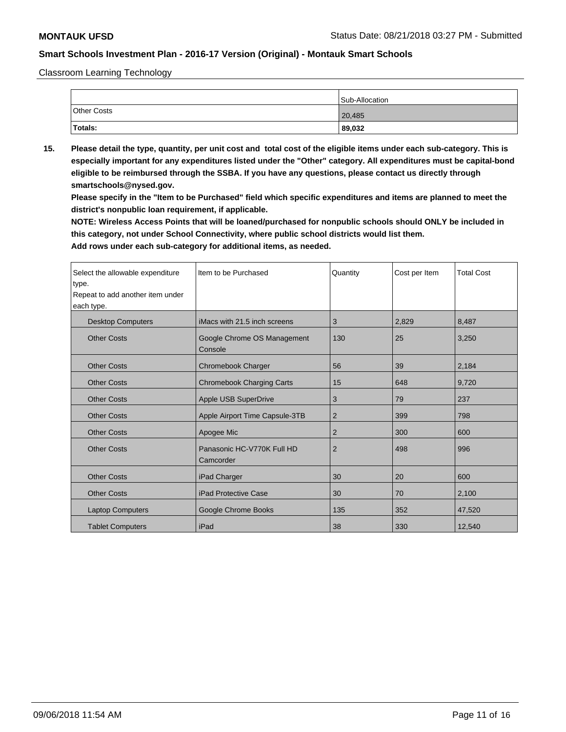Classroom Learning Technology

| | Sub-Allocation |
|---|---|
| Other Costs | 20,485 |
| **Totals:** | **89,032** |

**15. Please detail the type, quantity, per unit cost and total cost of the eligible items under each sub-category. This is especially important for any expenditures listed under the "Other" category. All expenditures must be capital-bond eligible to be reimbursed through the SSBA. If you have any questions, please contact us directly through smartschools@nysed.gov.**

**Please specify in the "Item to be Purchased" field which specific expenditures and items are planned to meet the district's nonpublic loan requirement, if applicable.**

**NOTE: Wireless Access Points that will be loaned/purchased for nonpublic schools should ONLY be included in this category, not under School Connectivity, where public school districts would list them.**

**Add rows under each sub-category for additional items, as needed.**

| Select the allowable expenditure type. Repeat to add another item under each type. | Item to be Purchased | Quantity | Cost per Item | Total Cost |
|---|---|---|---|---|
| Desktop Computers | iMacs with 21.5 inch screens | 3 | 2,829 | 8,487 |
| Other Costs | Google Chrome OS Management Console | 130 | 25 | 3,250 |
| Other Costs | Chromebook Charger | 56 | 39 | 2,184 |
| Other Costs | Chromebook Charging Carts | 15 | 648 | 9,720 |
| Other Costs | Apple USB SuperDrive | 3 | 79 | 237 |
| Other Costs | Apple Airport Time Capsule-3TB | 2 | 399 | 798 |
| Other Costs | Apogee Mic | 2 | 300 | 600 |
| Other Costs | Panasonic HC-V770K Full HD Camcorder | 2 | 498 | 996 |
| Other Costs | iPad Charger | 30 | 20 | 600 |
| Other Costs | iPad Protective Case | 30 | 70 | 2,100 |
| Laptop Computers | Google Chrome Books | 135 | 352 | 47,520 |
| Tablet Computers | iPad | 38 | 330 | 12,540 |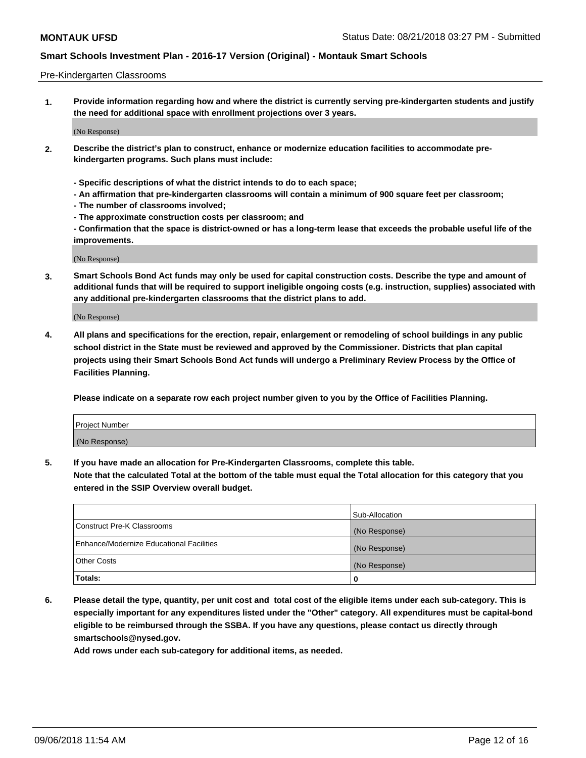Pre-Kindergarten Classrooms

**1. Provide information regarding how and where the district is currently serving pre-kindergarten students and justify the need for additional space with enrollment projections over 3 years.**

(No Response)

**2. Describe the district's plan to construct, enhance or modernize education facilities to accommodate pre-kindergarten programs. Such plans must include:**

**- Specific descriptions of what the district intends to do to each space;**
**- An affirmation that pre-kindergarten classrooms will contain a minimum of 900 square feet per classroom;**
**- The number of classrooms involved;**
**- The approximate construction costs per classroom; and**
**- Confirmation that the space is district-owned or has a long-term lease that exceeds the probable useful life of the improvements.**

(No Response)

**3. Smart Schools Bond Act funds may only be used for capital construction costs. Describe the type and amount of additional funds that will be required to support ineligible ongoing costs (e.g. instruction, supplies) associated with any additional pre-kindergarten classrooms that the district plans to add.**

(No Response)

**4. All plans and specifications for the erection, repair, enlargement or remodeling of school buildings in any public school district in the State must be reviewed and approved by the Commissioner. Districts that plan capital projects using their Smart Schools Bond Act funds will undergo a Preliminary Review Process by the Office of Facilities Planning.**

**Please indicate on a separate row each project number given to you by the Office of Facilities Planning.**

| Project Number |
|---|
| (No Response) |

**5. If you have made an allocation for Pre-Kindergarten Classrooms, complete this table.**
**Note that the calculated Total at the bottom of the table must equal the Total allocation for this category that you entered in the SSIP Overview overall budget.**

| | Sub-Allocation |
|---|---|
| Construct Pre-K Classrooms | (No Response) |
| Enhance/Modernize Educational Facilities | (No Response) |
| Other Costs | (No Response) |
| **Totals:** | **0** |

**6. Please detail the type, quantity, per unit cost and total cost of the eligible items under each sub-category. This is especially important for any expenditures listed under the "Other" category. All expenditures must be capital-bond eligible to be reimbursed through the SSBA. If you have any questions, please contact us directly through smartschools@nysed.gov.**
**Add rows under each sub-category for additional items, as needed.**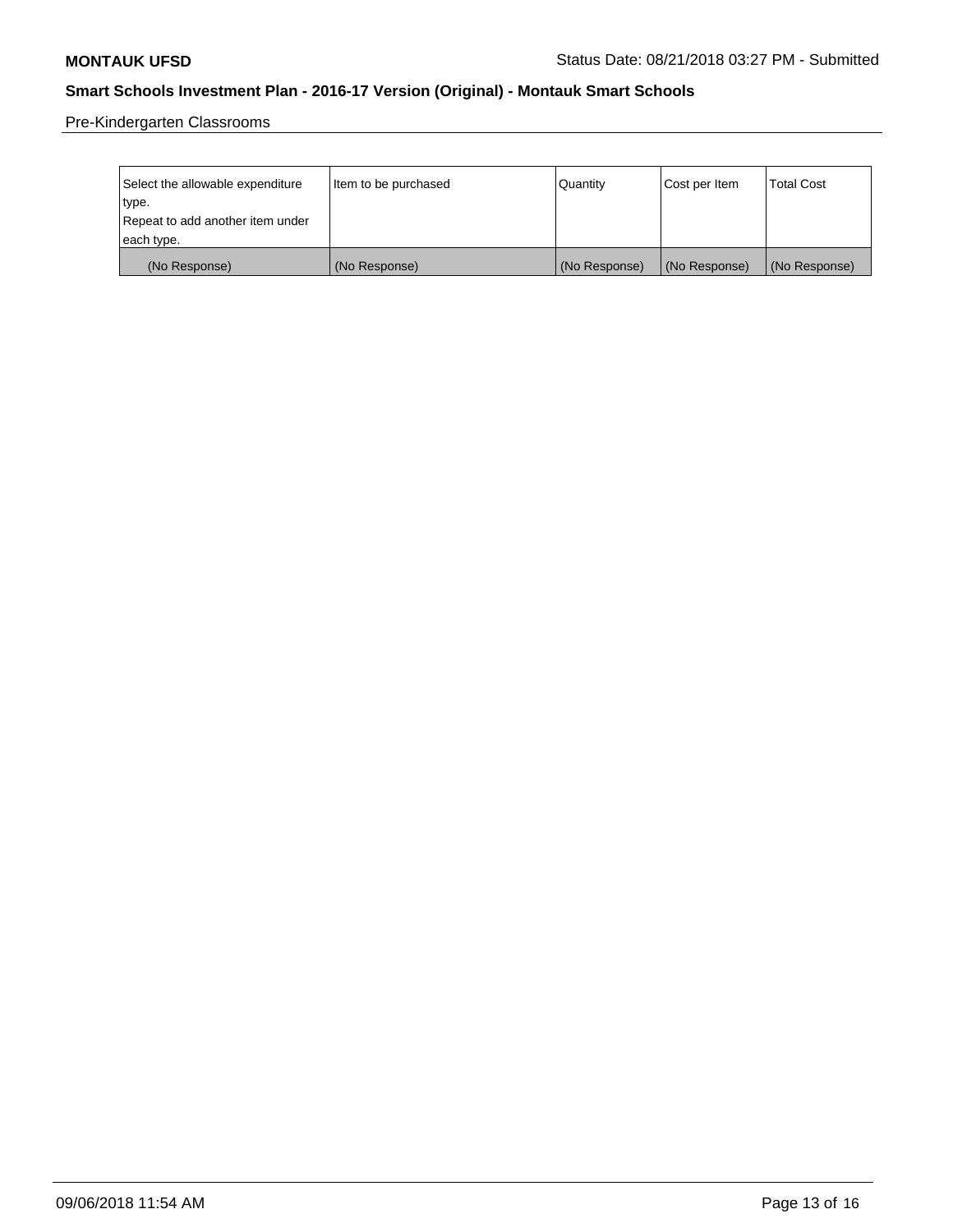Pre-Kindergarten Classrooms

| Select the allowable expenditure type. Repeat to add another item under each type. | Item to be purchased | Quantity | Cost per Item | Total Cost |
| --- | --- | --- | --- | --- |
| (No Response) | (No Response) | (No Response) | (No Response) | (No Response) |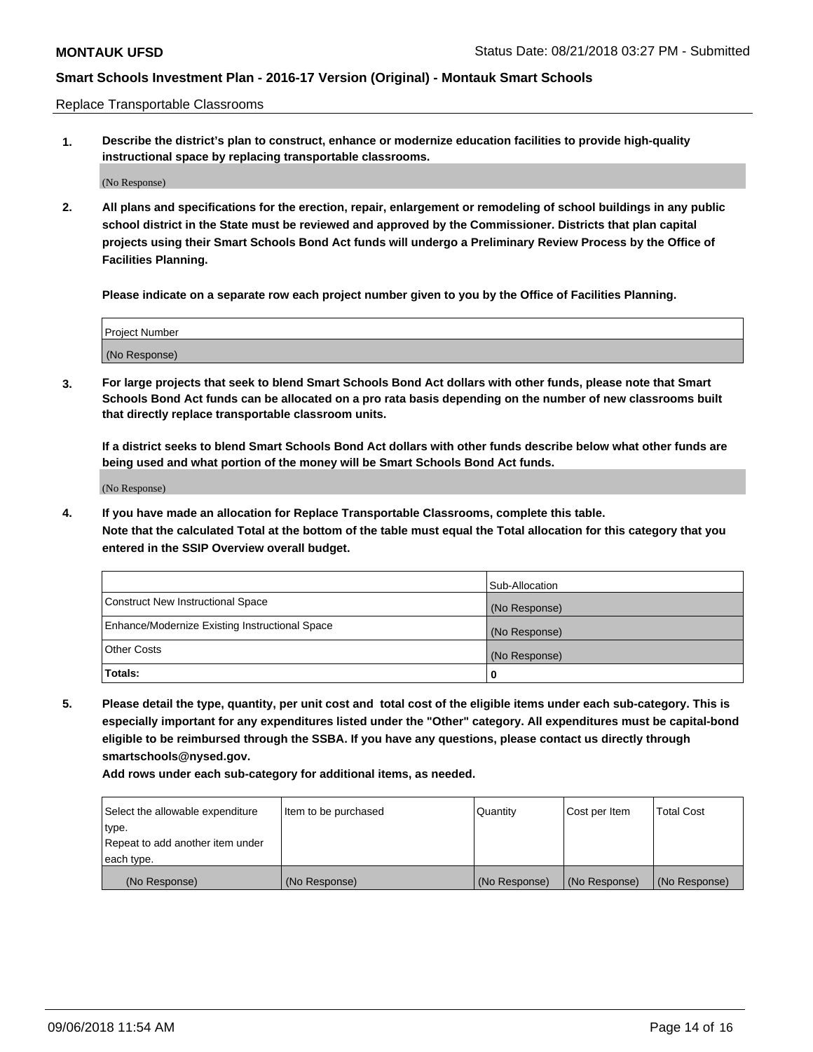Replace Transportable Classrooms

**1. Describe the district's plan to construct, enhance or modernize education facilities to provide high-quality instructional space by replacing transportable classrooms.**

(No Response)

**2. All plans and specifications for the erection, repair, enlargement or remodeling of school buildings in any public school district in the State must be reviewed and approved by the Commissioner. Districts that plan capital projects using their Smart Schools Bond Act funds will undergo a Preliminary Review Process by the Office of Facilities Planning.**

**Please indicate on a separate row each project number given to you by the Office of Facilities Planning.**

| Project Number |
|---|
| (No Response) |

**3. For large projects that seek to blend Smart Schools Bond Act dollars with other funds, please note that Smart Schools Bond Act funds can be allocated on a pro rata basis depending on the number of new classrooms built that directly replace transportable classroom units.**

**If a district seeks to blend Smart Schools Bond Act dollars with other funds describe below what other funds are being used and what portion of the money will be Smart Schools Bond Act funds.**

(No Response)

**4. If you have made an allocation for Replace Transportable Classrooms, complete this table. Note that the calculated Total at the bottom of the table must equal the Total allocation for this category that you entered in the SSIP Overview overall budget.**

| | Sub-Allocation |
|---|---|
| Construct New Instructional Space | (No Response) |
| Enhance/Modernize Existing Instructional Space | (No Response) |
| Other Costs | (No Response) |
| **Totals:** | **0** |

**5. Please detail the type, quantity, per unit cost and total cost of the eligible items under each sub-category. This is especially important for any expenditures listed under the "Other" category. All expenditures must be capital-bond eligible to be reimbursed through the SSBA. If you have any questions, please contact us directly through smartschools@nysed.gov.**

**Add rows under each sub-category for additional items, as needed.**

| Select the allowable expenditure type. Repeat to add another item under each type. | Item to be purchased | Quantity | Cost per Item | Total Cost |
|---|---|---|---|---|
| (No Response) | (No Response) | (No Response) | (No Response) | (No Response) |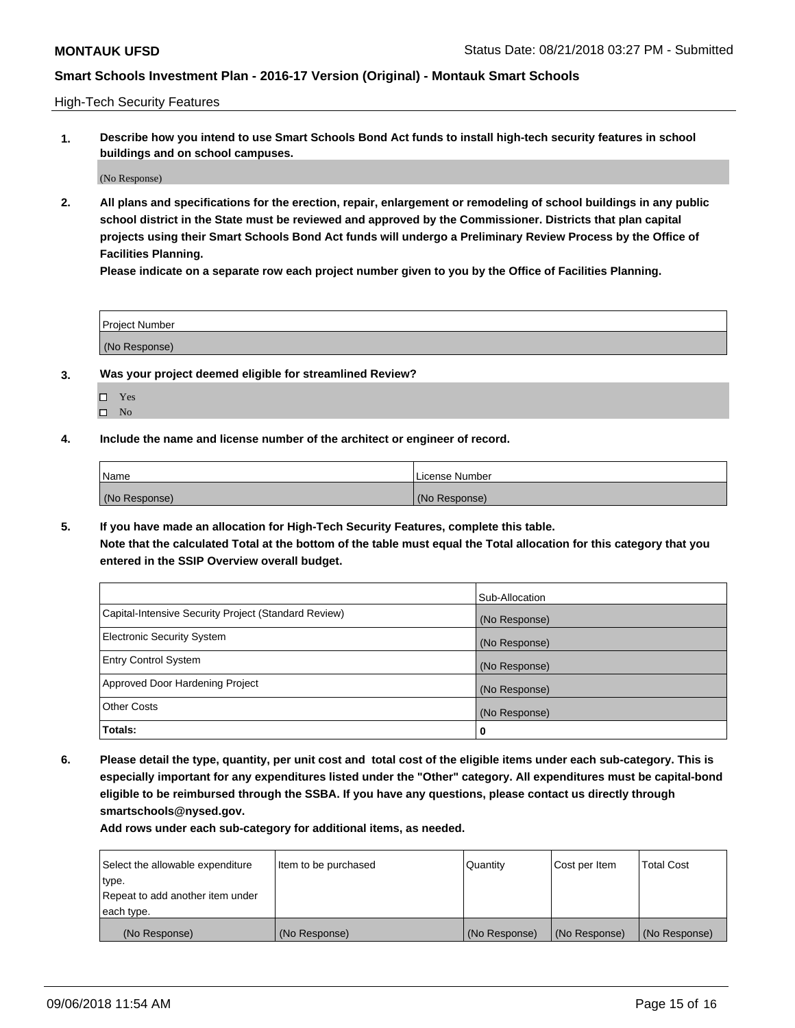High-Tech Security Features

**1. Describe how you intend to use Smart Schools Bond Act funds to install high-tech security features in school buildings and on school campuses.**

(No Response)

**2. All plans and specifications for the erection, repair, enlargement or remodeling of school buildings in any public school district in the State must be reviewed and approved by the Commissioner. Districts that plan capital projects using their Smart Schools Bond Act funds will undergo a Preliminary Review Process by the Office of Facilities Planning.**

**Please indicate on a separate row each project number given to you by the Office of Facilities Planning.**

| Project Number |
| --- |
| (No Response) |

**3. Was your project deemed eligible for streamlined Review?**

- ☐ Yes
- ☐ No

**4. Include the name and license number of the architect or engineer of record.**

| Name | License Number |
| --- | --- |
| (No Response) | (No Response) |

**5. If you have made an allocation for High-Tech Security Features, complete this table.**

**Note that the calculated Total at the bottom of the table must equal the Total allocation for this category that you entered in the SSIP Overview overall budget.**

| | Sub-Allocation |
| --- | --- |
| Capital-Intensive Security Project (Standard Review) | (No Response) |
| Electronic Security System | (No Response) |
| Entry Control System | (No Response) |
| Approved Door Hardening Project | (No Response) |
| Other Costs | (No Response) |
| **Totals:** | **0** |

**6. Please detail the type, quantity, per unit cost and total cost of the eligible items under each sub-category. This is especially important for any expenditures listed under the "Other" category. All expenditures must be capital-bond eligible to be reimbursed through the SSBA. If you have any questions, please contact us directly through smartschools@nysed.gov.**

**Add rows under each sub-category for additional items, as needed.**

| Select the allowable expenditure type. Repeat to add another item under each type. | Item to be purchased | Quantity | Cost per Item | Total Cost |
| --- | --- | --- | --- | --- |
| (No Response) | (No Response) | (No Response) | (No Response) | (No Response) |